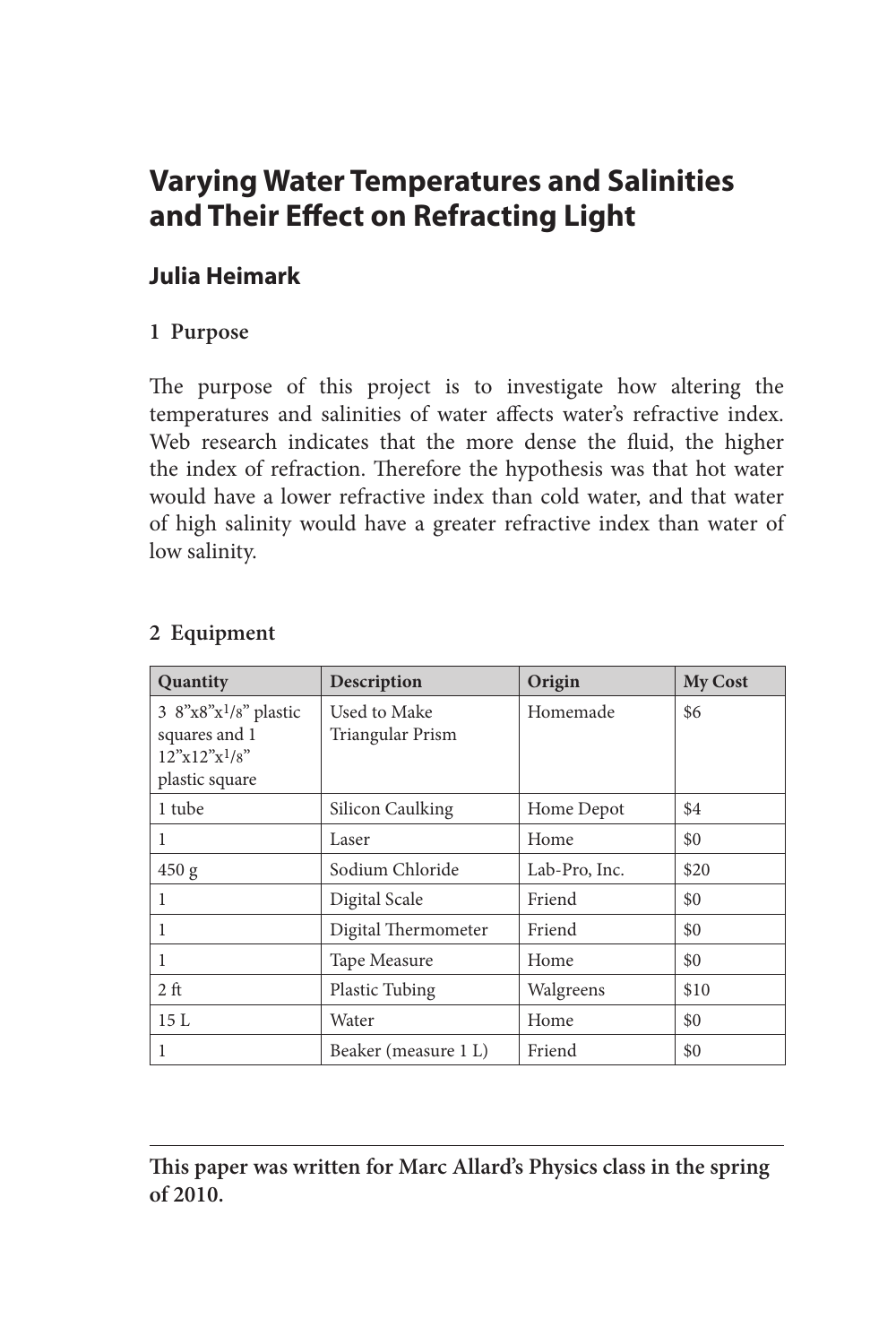# Varying Water Temperatures and Salinities and Their Effect on Refracting Light

## Julia Heimark

### 1 Purpose

The purpose of this project is to investigate how altering the temperatures and salinities of water affects water's refractive index. Web research indicates that the more dense the fluid, the higher the index of refraction. Therefore the hypothesis was that hot water would have a lower refractive index than cold water, and that water of high salinity would have a greater refractive index than water of low salinity.

### 2 Equipment

| Quantity | Description | Origin | My Cost |
|---|---|---|---|
| 3 8"x8"x1/8" plastic squares and 1 12"x12"x1/8" plastic square | Used to Make Triangular Prism | Homemade | $6 |
| 1 tube | Silicon Caulking | Home Depot | $4 |
| 1 | Laser | Home | $0 |
| 450 g | Sodium Chloride | Lab-Pro, Inc. | $20 |
| 1 | Digital Scale | Friend | $0 |
| 1 | Digital Thermometer | Friend | $0 |
| 1 | Tape Measure | Home | $0 |
| 2 ft | Plastic Tubing | Walgreens | $10 |
| 15 L | Water | Home | $0 |
| 1 | Beaker (measure 1 L) | Friend | $0 |

---

**This paper was written for Marc Allard's Physics class in the spring of 2010.**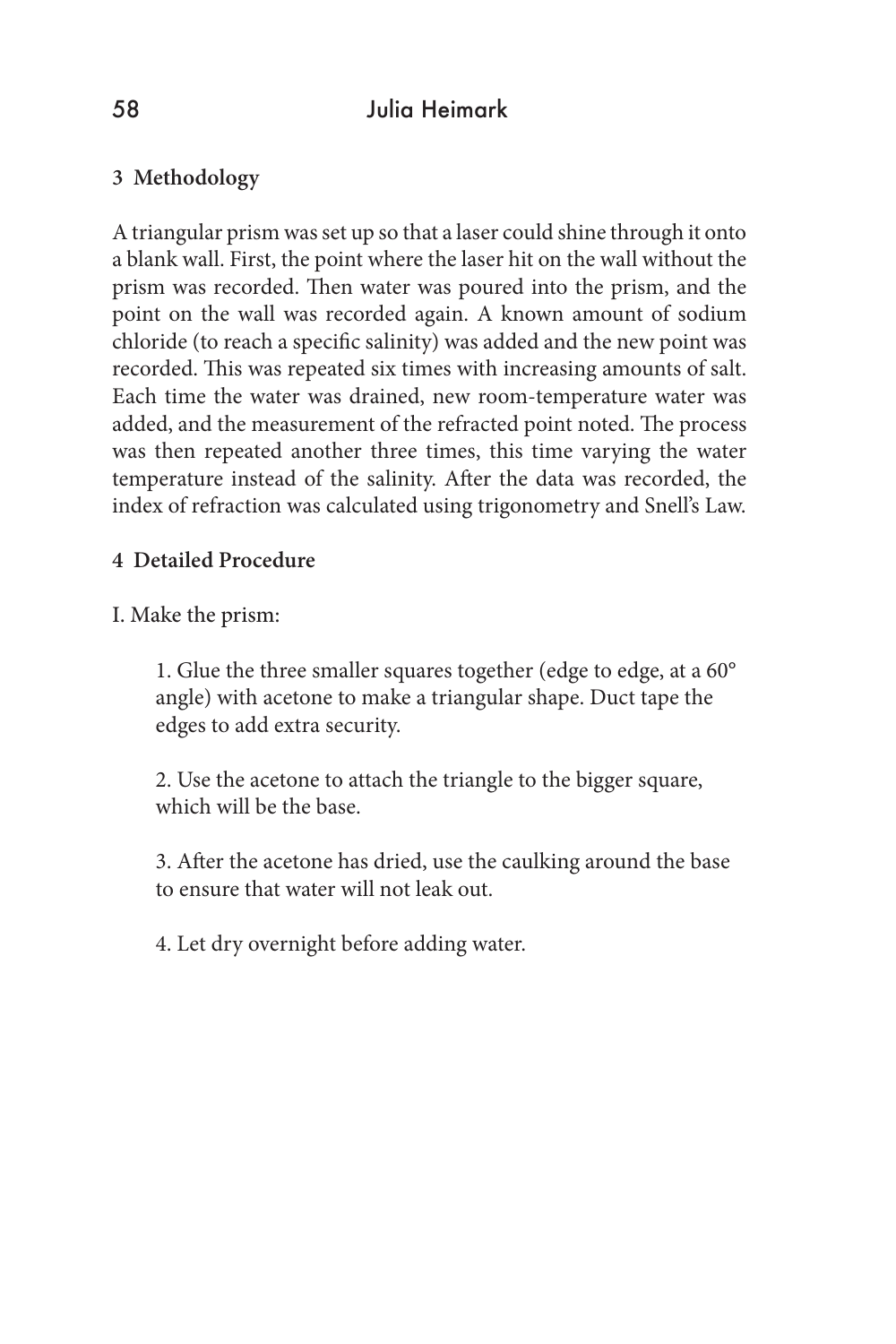## 3 Methodology

A triangular prism was set up so that a laser could shine through it onto a blank wall. First, the point where the laser hit on the wall without the prism was recorded. Then water was poured into the prism, and the point on the wall was recorded again. A known amount of sodium chloride (to reach a specific salinity) was added and the new point was recorded. This was repeated six times with increasing amounts of salt. Each time the water was drained, new room-temperature water was added, and the measurement of the refracted point noted. The process was then repeated another three times, this time varying the water temperature instead of the salinity. After the data was recorded, the index of refraction was calculated using trigonometry and Snell's Law.

## 4 Detailed Procedure

I. Make the prism:

1. Glue the three smaller squares together (edge to edge, at a 60° angle) with acetone to make a triangular shape. Duct tape the edges to add extra security.

2. Use the acetone to attach the triangle to the bigger square, which will be the base.

3. After the acetone has dried, use the caulking around the base to ensure that water will not leak out.

4. Let dry overnight before adding water.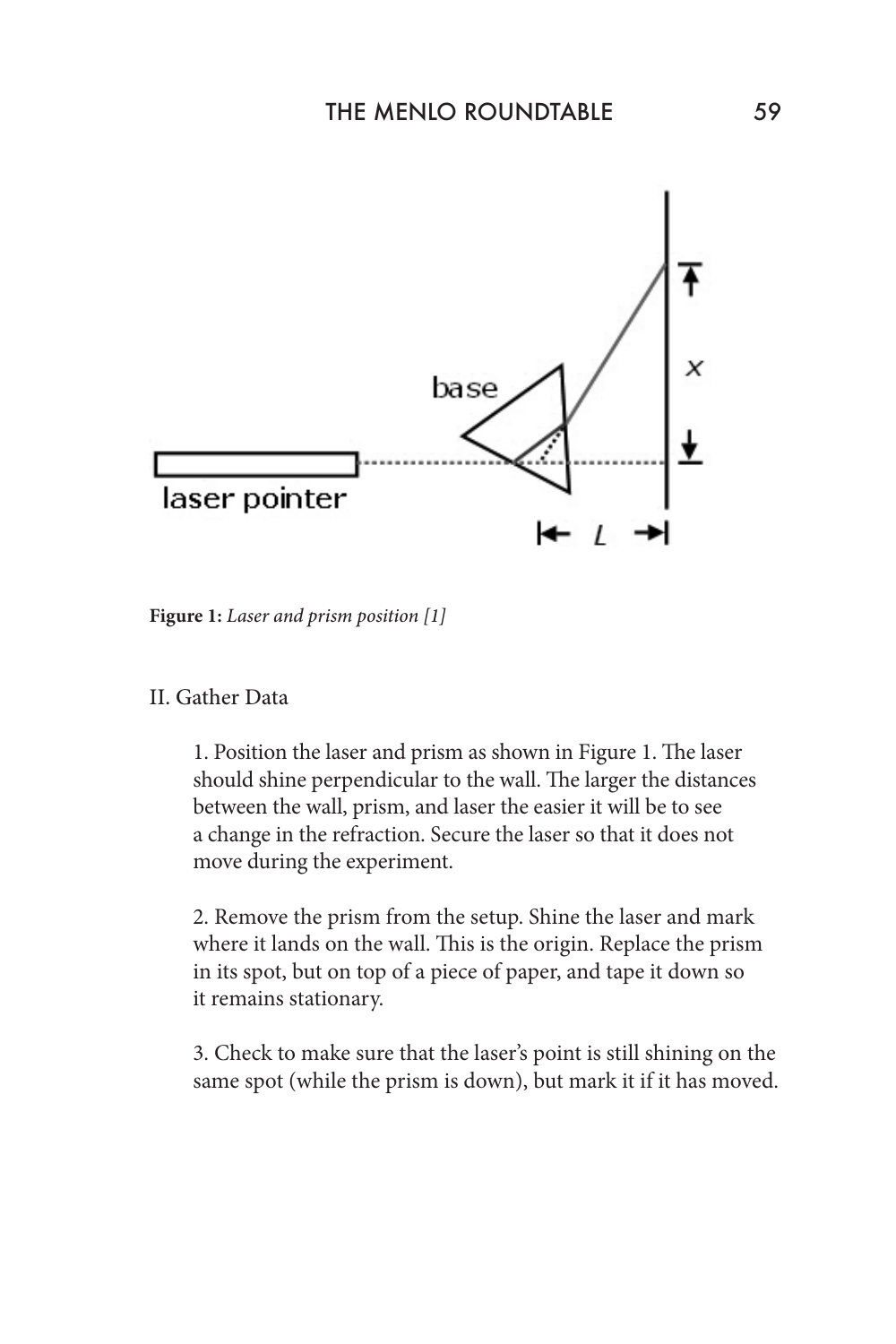**Figure 1:** *Laser and prism position [1]*

II. Gather Data

1. Position the laser and prism as shown in Figure 1. The laser should shine perpendicular to the wall. The larger the distances between the wall, prism, and laser the easier it will be to see a change in the refraction. Secure the laser so that it does not move during the experiment.

2. Remove the prism from the setup. Shine the laser and mark where it lands on the wall. This is the origin. Replace the prism in its spot, but on top of a piece of paper, and tape it down so it remains stationary.

3. Check to make sure that the laser's point is still shining on the same spot (while the prism is down), but mark it if it has moved.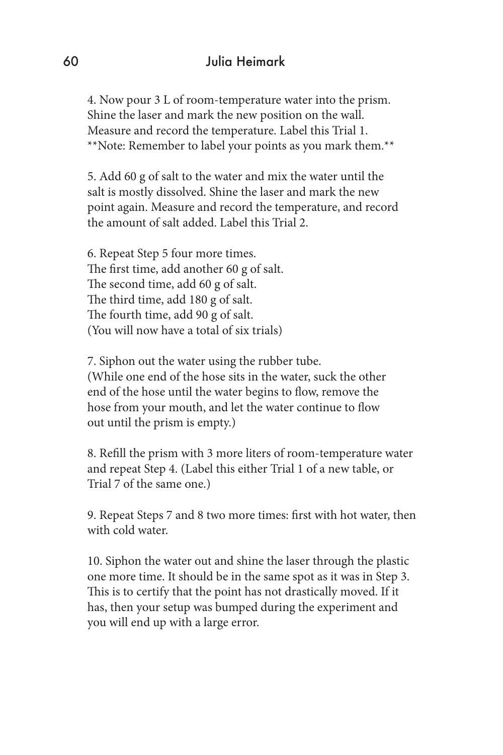4. Now pour 3 L of room-temperature water into the prism. Shine the laser and mark the new position on the wall. Measure and record the temperature. Label this Trial 1.
**Note: Remember to label your points as you mark them.**

5. Add 60 g of salt to the water and mix the water until the salt is mostly dissolved. Shine the laser and mark the new point again. Measure and record the temperature, and record the amount of salt added. Label this Trial 2.

6. Repeat Step 5 four more times.
The first time, add another 60 g of salt.
The second time, add 60 g of salt.
The third time, add 180 g of salt.
The fourth time, add 90 g of salt.
(You will now have a total of six trials)

7. Siphon out the water using the rubber tube.
(While one end of the hose sits in the water, suck the other end of the hose until the water begins to flow, remove the hose from your mouth, and let the water continue to flow out until the prism is empty.)

8. Refill the prism with 3 more liters of room-temperature water and repeat Step 4. (Label this either Trial 1 of a new table, or Trial 7 of the same one.)

9. Repeat Steps 7 and 8 two more times: first with hot water, then with cold water.

10. Siphon the water out and shine the laser through the plastic one more time. It should be in the same spot as it was in Step 3. This is to certify that the point has not drastically moved. If it has, then your setup was bumped during the experiment and you will end up with a large error.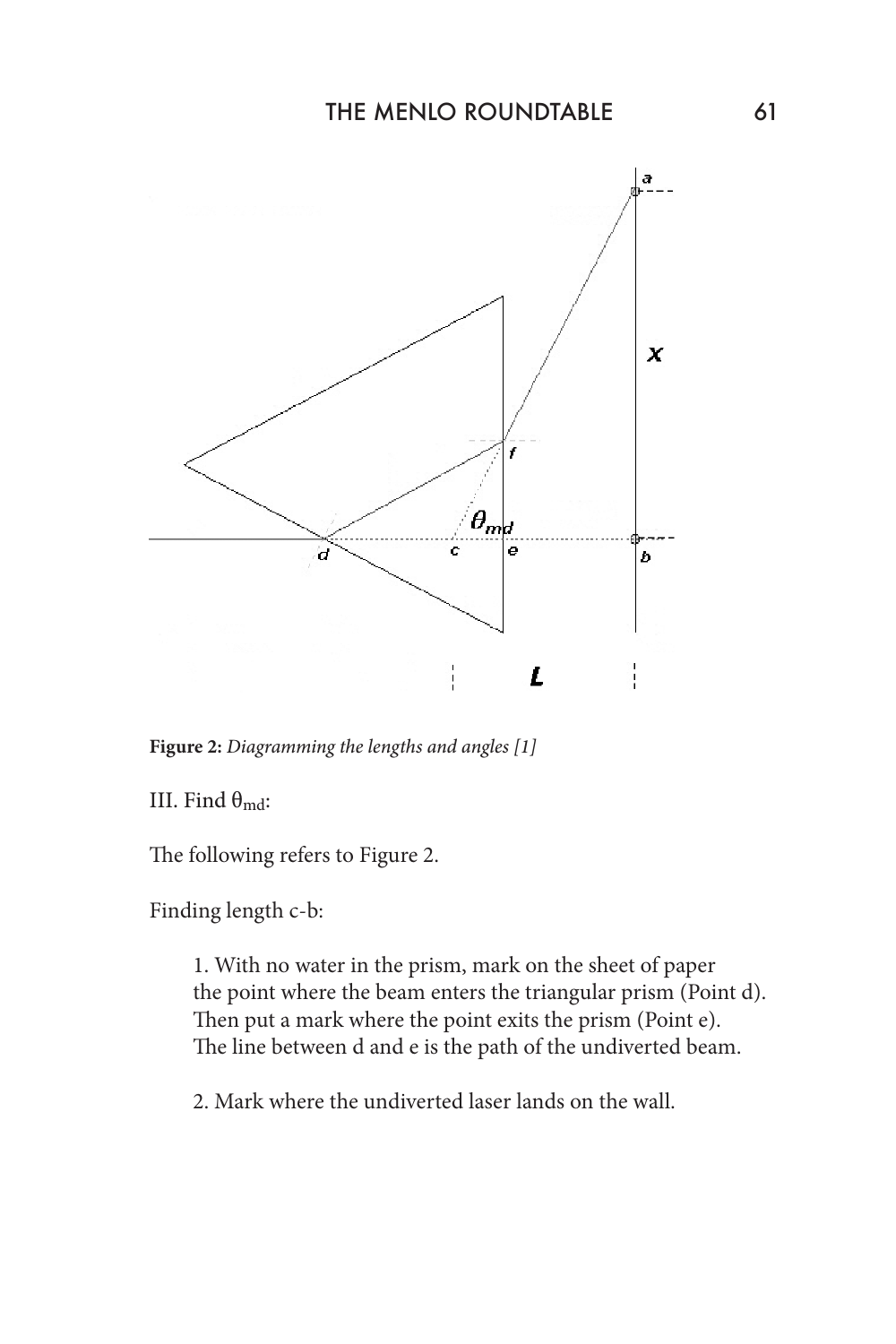**Figure 2:** *Diagramming the lengths and angles [1]*

III. Find $\theta_{md}$:

The following refers to Figure 2.

Finding length c-b:

> 1. With no water in the prism, mark on the sheet of paper the point where the beam enters the triangular prism (Point d). Then put a mark where the point exits the prism (Point e). The line between d and e is the path of the undiverted beam.
>
> 2. Mark where the undiverted laser lands on the wall.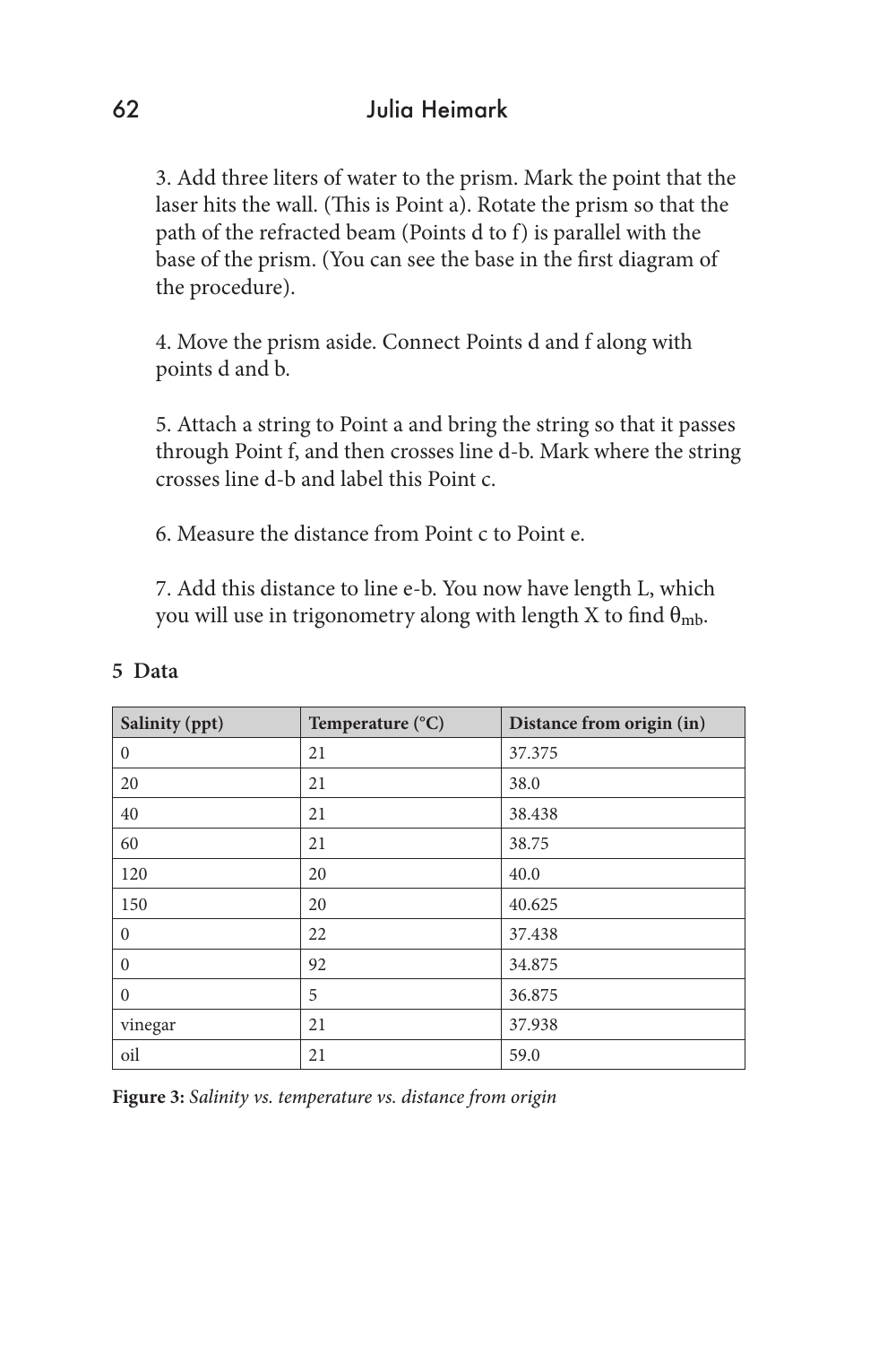3. Add three liters of water to the prism. Mark the point that the laser hits the wall. (This is Point a). Rotate the prism so that the path of the refracted beam (Points d to f) is parallel with the base of the prism. (You can see the base in the first diagram of the procedure).

4. Move the prism aside. Connect Points d and f along with points d and b.

5. Attach a string to Point a and bring the string so that it passes through Point f, and then crosses line d-b. Mark where the string crosses line d-b and label this Point c.

6. Measure the distance from Point c to Point e.

7. Add this distance to line e-b. You now have length L, which you will use in trigonometry along with length X to find $\theta_{mb}$.

## 5 Data

| Salinity (ppt) | Temperature (°C) | Distance from origin (in) |
|---|---|---|
| 0 | 21 | 37.375 |
| 20 | 21 | 38.0 |
| 40 | 21 | 38.438 |
| 60 | 21 | 38.75 |
| 120 | 20 | 40.0 |
| 150 | 20 | 40.625 |
| 0 | 22 | 37.438 |
| 0 | 92 | 34.875 |
| 0 | 5 | 36.875 |
| vinegar | 21 | 37.938 |
| oil | 21 | 59.0 |

**Figure 3:** *Salinity vs. temperature vs. distance from origin*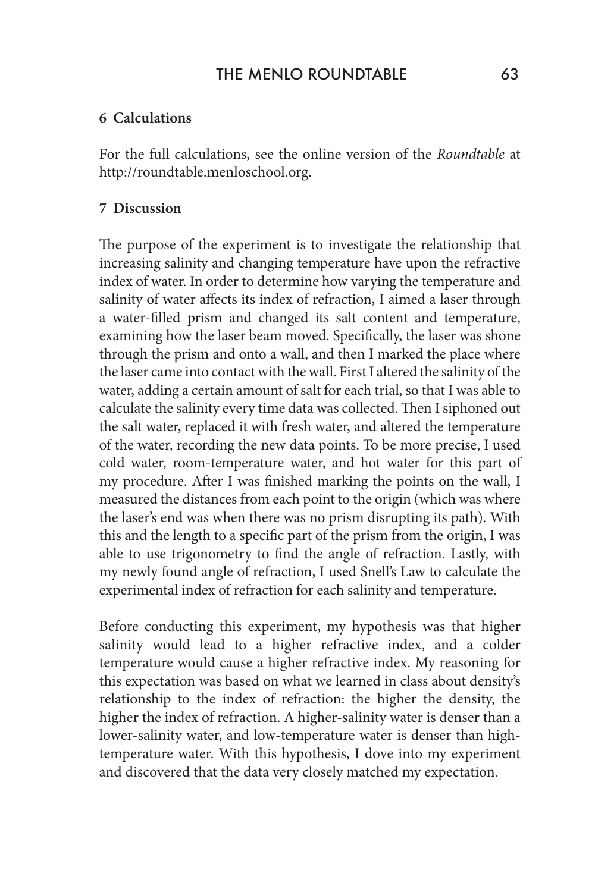## 6 Calculations

For the full calculations, see the online version of the *Roundtable* at http://roundtable.menloschool.org.

## 7 Discussion

The purpose of the experiment is to investigate the relationship that increasing salinity and changing temperature have upon the refractive index of water. In order to determine how varying the temperature and salinity of water affects its index of refraction, I aimed a laser through a water-filled prism and changed its salt content and temperature, examining how the laser beam moved. Specifically, the laser was shone through the prism and onto a wall, and then I marked the place where the laser came into contact with the wall. First I altered the salinity of the water, adding a certain amount of salt for each trial, so that I was able to calculate the salinity every time data was collected. Then I siphoned out the salt water, replaced it with fresh water, and altered the temperature of the water, recording the new data points. To be more precise, I used cold water, room-temperature water, and hot water for this part of my procedure. After I was finished marking the points on the wall, I measured the distances from each point to the origin (which was where the laser's end was when there was no prism disrupting its path). With this and the length to a specific part of the prism from the origin, I was able to use trigonometry to find the angle of refraction. Lastly, with my newly found angle of refraction, I used Snell's Law to calculate the experimental index of refraction for each salinity and temperature.

Before conducting this experiment, my hypothesis was that higher salinity would lead to a higher refractive index, and a colder temperature would cause a higher refractive index. My reasoning for this expectation was based on what we learned in class about density's relationship to the index of refraction: the higher the density, the higher the index of refraction. A higher-salinity water is denser than a lower-salinity water, and low-temperature water is denser than high-temperature water. With this hypothesis, I dove into my experiment and discovered that the data very closely matched my expectation.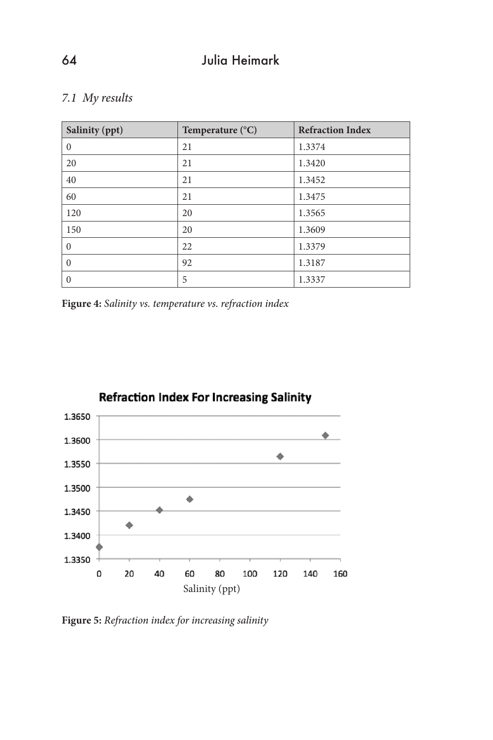## *7.1 My results*

| Salinity (ppt) | Temperature (°C) | Refraction Index |
|---|---|---|
| 0 | 21 | 1.3374 |
| 20 | 21 | 1.3420 |
| 40 | 21 | 1.3452 |
| 60 | 21 | 1.3475 |
| 120 | 20 | 1.3565 |
| 150 | 20 | 1.3609 |
| 0 | 22 | 1.3379 |
| 0 | 92 | 1.3187 |
| 0 | 5 | 1.3337 |

**Figure 4:** *Salinity vs. temperature vs. refraction index*

**Figure 5:** *Refraction index for increasing salinity*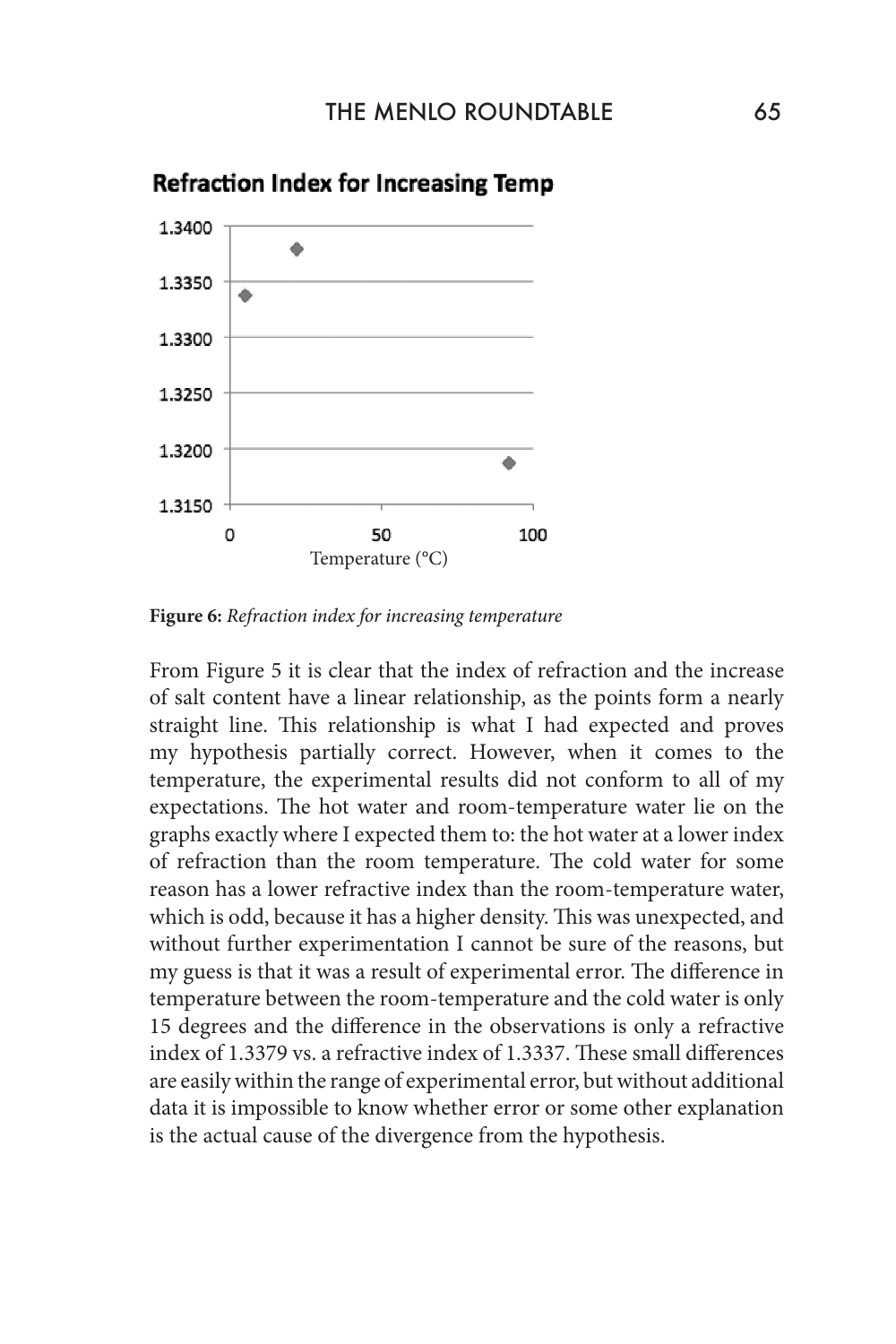**Refraction Index for Increasing Temp**

| Temperature (°C) | Refraction Index |
|---|---|
| 0–100 axis | 1.3150–1.3400 axis |

**Figure 6:** *Refraction index for increasing temperature*

From Figure 5 it is clear that the index of refraction and the increase of salt content have a linear relationship, as the points form a nearly straight line. This relationship is what I had expected and proves my hypothesis partially correct. However, when it comes to the temperature, the experimental results did not conform to all of my expectations. The hot water and room-temperature water lie on the graphs exactly where I expected them to: the hot water at a lower index of refraction than the room temperature. The cold water for some reason has a lower refractive index than the room-temperature water, which is odd, because it has a higher density. This was unexpected, and without further experimentation I cannot be sure of the reasons, but my guess is that it was a result of experimental error. The difference in temperature between the room-temperature and the cold water is only 15 degrees and the difference in the observations is only a refractive index of 1.3379 vs. a refractive index of 1.3337. These small differences are easily within the range of experimental error, but without additional data it is impossible to know whether error or some other explanation is the actual cause of the divergence from the hypothesis.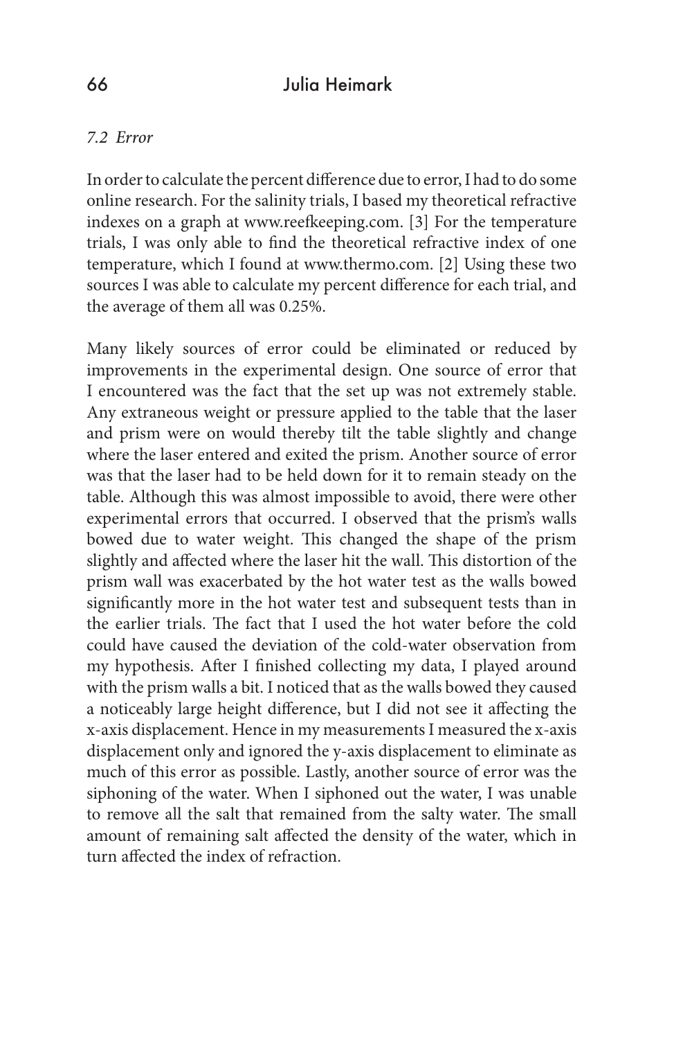### *7.2 Error*

In order to calculate the percent difference due to error, I had to do some online research. For the salinity trials, I based my theoretical refractive indexes on a graph at www.reefkeeping.com. [3] For the temperature trials, I was only able to find the theoretical refractive index of one temperature, which I found at www.thermo.com. [2] Using these two sources I was able to calculate my percent difference for each trial, and the average of them all was 0.25%.

Many likely sources of error could be eliminated or reduced by improvements in the experimental design. One source of error that I encountered was the fact that the set up was not extremely stable. Any extraneous weight or pressure applied to the table that the laser and prism were on would thereby tilt the table slightly and change where the laser entered and exited the prism. Another source of error was that the laser had to be held down for it to remain steady on the table. Although this was almost impossible to avoid, there were other experimental errors that occurred. I observed that the prism's walls bowed due to water weight. This changed the shape of the prism slightly and affected where the laser hit the wall. This distortion of the prism wall was exacerbated by the hot water test as the walls bowed significantly more in the hot water test and subsequent tests than in the earlier trials. The fact that I used the hot water before the cold could have caused the deviation of the cold-water observation from my hypothesis. After I finished collecting my data, I played around with the prism walls a bit. I noticed that as the walls bowed they caused a noticeably large height difference, but I did not see it affecting the x-axis displacement. Hence in my measurements I measured the x-axis displacement only and ignored the y-axis displacement to eliminate as much of this error as possible. Lastly, another source of error was the siphoning of the water. When I siphoned out the water, I was unable to remove all the salt that remained from the salty water. The small amount of remaining salt affected the density of the water, which in turn affected the index of refraction.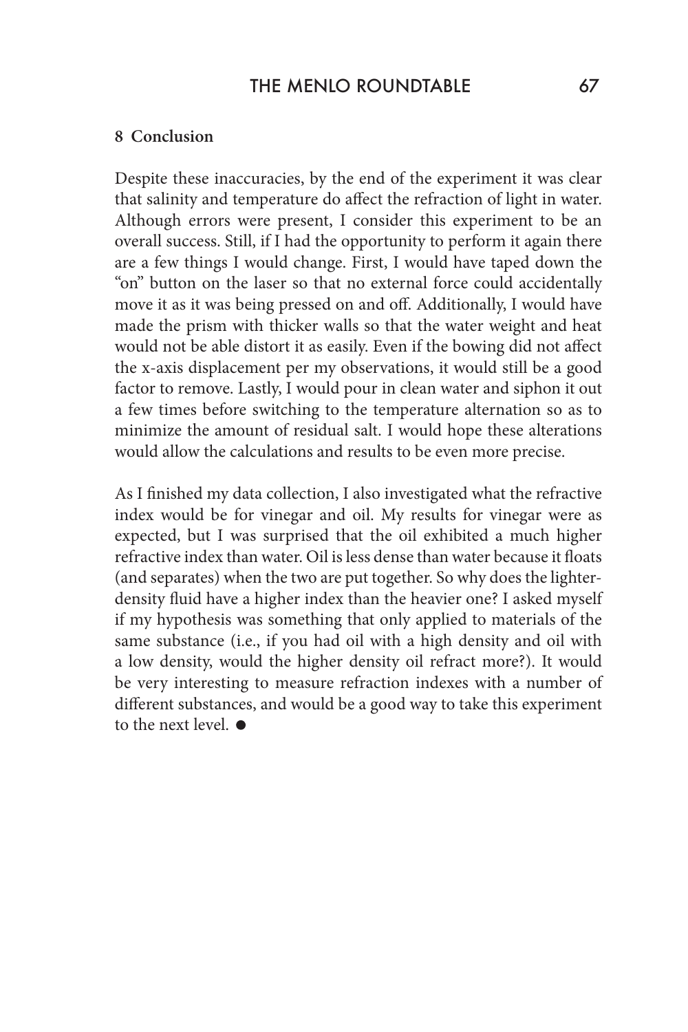## 8 Conclusion

Despite these inaccuracies, by the end of the experiment it was clear that salinity and temperature do affect the refraction of light in water. Although errors were present, I consider this experiment to be an overall success. Still, if I had the opportunity to perform it again there are a few things I would change. First, I would have taped down the "on" button on the laser so that no external force could accidentally move it as it was being pressed on and off. Additionally, I would have made the prism with thicker walls so that the water weight and heat would not be able distort it as easily. Even if the bowing did not affect the x-axis displacement per my observations, it would still be a good factor to remove. Lastly, I would pour in clean water and siphon it out a few times before switching to the temperature alternation so as to minimize the amount of residual salt. I would hope these alterations would allow the calculations and results to be even more precise.

As I finished my data collection, I also investigated what the refractive index would be for vinegar and oil. My results for vinegar were as expected, but I was surprised that the oil exhibited a much higher refractive index than water. Oil is less dense than water because it floats (and separates) when the two are put together. So why does the lighter-density fluid have a higher index than the heavier one? I asked myself if my hypothesis was something that only applied to materials of the same substance (i.e., if you had oil with a high density and oil with a low density, would the higher density oil refract more?). It would be very interesting to measure refraction indexes with a number of different substances, and would be a good way to take this experiment to the next level. ●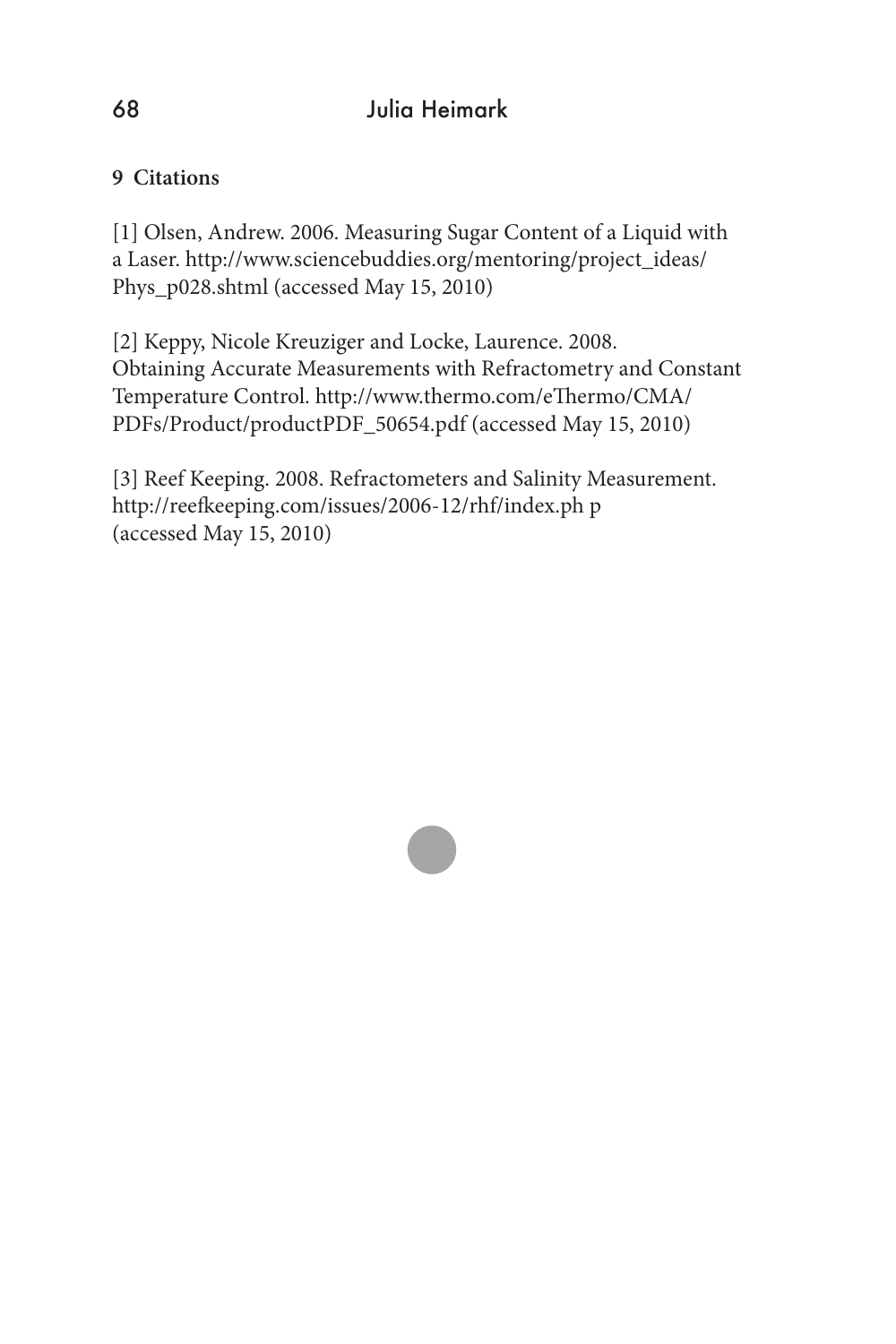## 9 Citations

[1] Olsen, Andrew. 2006. Measuring Sugar Content of a Liquid with a Laser. http://www.sciencebuddies.org/mentoring/project_ideas/Phys_p028.shtml (accessed May 15, 2010)

[2] Keppy, Nicole Kreuziger and Locke, Laurence. 2008. Obtaining Accurate Measurements with Refractometry and Constant Temperature Control. http://www.thermo.com/eThermo/CMA/PDFs/Product/productPDF_50654.pdf (accessed May 15, 2010)

[3] Reef Keeping. 2008. Refractometers and Salinity Measurement. http://reefkeeping.com/issues/2006-12/rhf/index.ph p (accessed May 15, 2010)